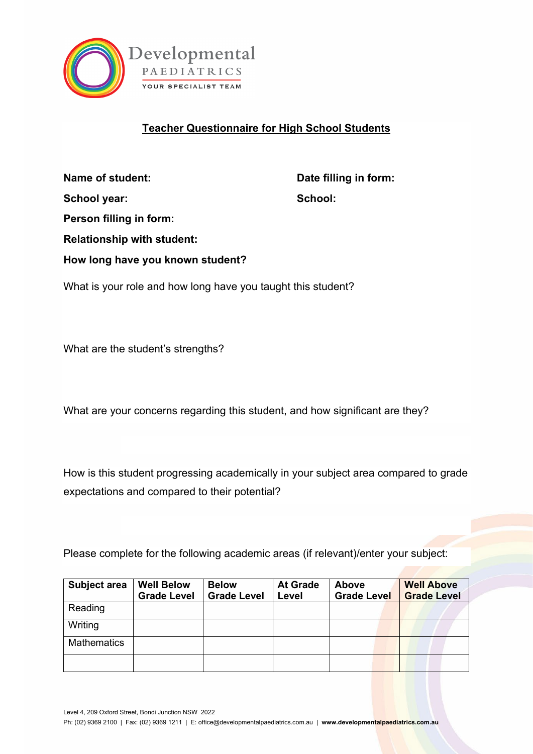Developmental
PAEDIATRICS
YOUR SPECIALIST TEAM

# Teacher Questionnaire for High School Students

**Name of student:**

**Date filling in form:**

**School year:**

**School:**

**Person filling in form:**

**Relationship with student:**

**How long have you known student?**

What is your role and how long have you taught this student?

What are the student's strengths?

What are your concerns regarding this student, and how significant are they?

How is this student progressing academically in your subject area compared to grade expectations and compared to their potential?

Please complete for the following academic areas (if relevant)/enter your subject:

| Subject area | Well Below Grade Level | Below Grade Level | At Grade Level | Above Grade Level | Well Above Grade Level |
|---|---|---|---|---|---|
| Reading | | | | | |
| Writing | | | | | |
| Mathematics | | | | | |
| | | | | | |

Level 4, 209 Oxford Street, Bondi Junction NSW 2022
Ph: (02) 9369 2100 | Fax: (02) 9369 1211 | E: office@developmentalpaediatrics.com.au | **www.developmentalpaediatrics.com.au**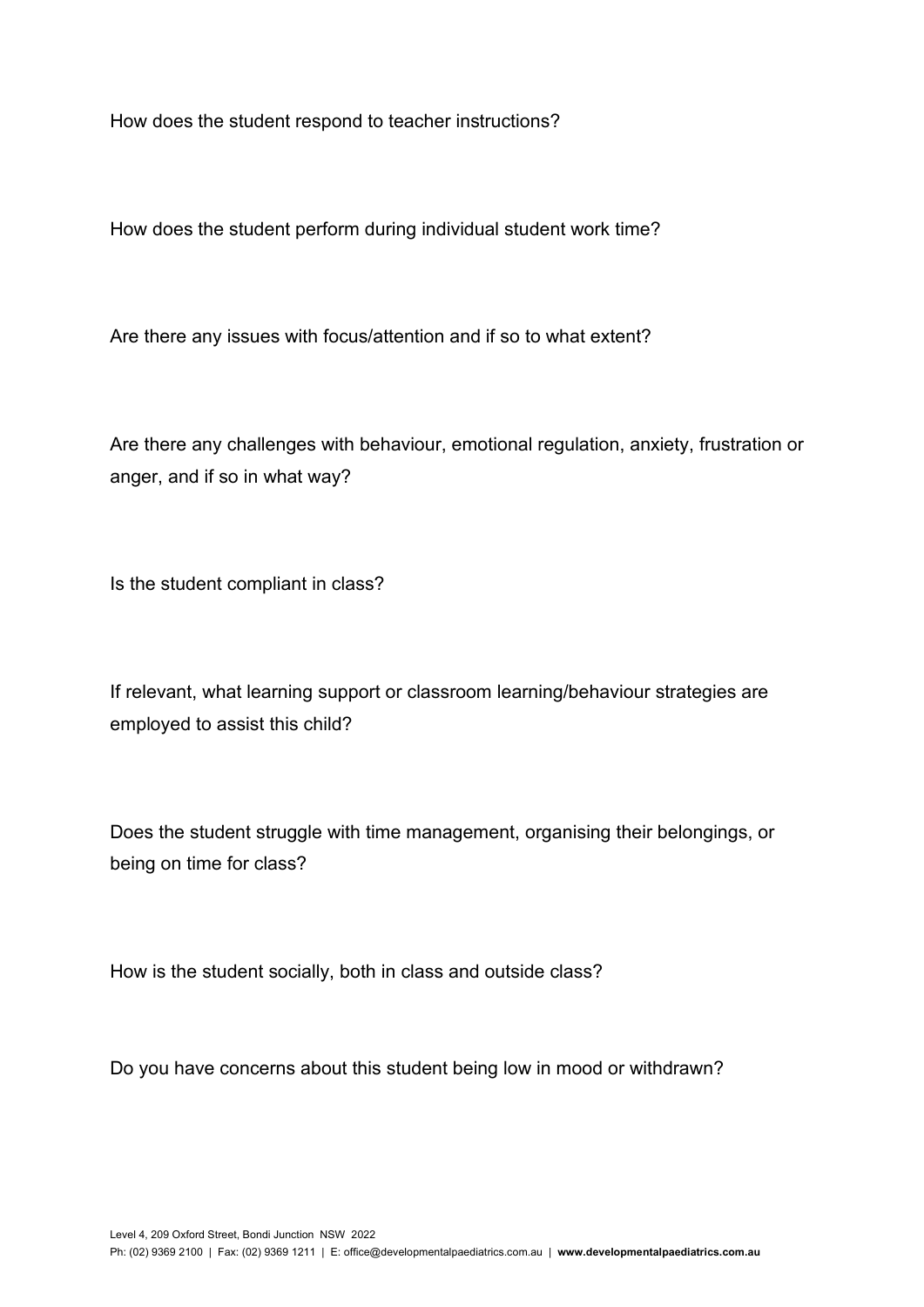How does the student respond to teacher instructions?

How does the student perform during individual student work time?

Are there any issues with focus/attention and if so to what extent?

Are there any challenges with behaviour, emotional regulation, anxiety, frustration or anger, and if so in what way?

Is the student compliant in class?

If relevant, what learning support or classroom learning/behaviour strategies are employed to assist this child?

Does the student struggle with time management, organising their belongings, or being on time for class?

How is the student socially, both in class and outside class?

Do you have concerns about this student being low in mood or withdrawn?